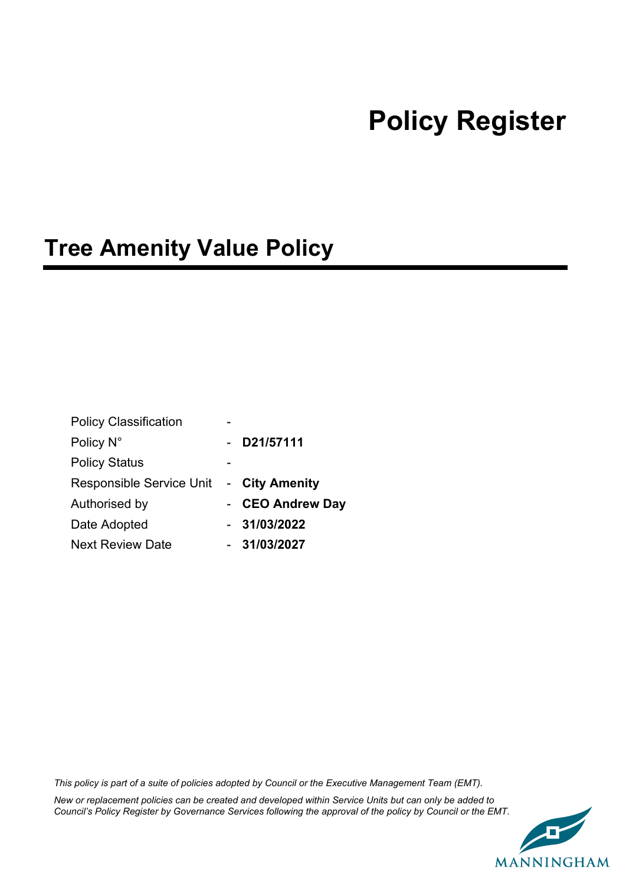# Policy Register

## Tree Amenity Value Policy

| | | |
|---|---|---|
| Policy Classification | - | |
| Policy N° | - | **D21/57111** |
| Policy Status | - | |
| Responsible Service Unit | - | **City Amenity** |
| Authorised by | - | **CEO Andrew Day** |
| Date Adopted | - | **31/03/2022** |
| Next Review Date | - | **31/03/2027** |

*This policy is part of a suite of policies adopted by Council or the Executive Management Team (EMT).*

*New or replacement policies can be created and developed within Service Units but can only be added to Council's Policy Register by Governance Services following the approval of the policy by Council or the EMT.*

MANNINGHAM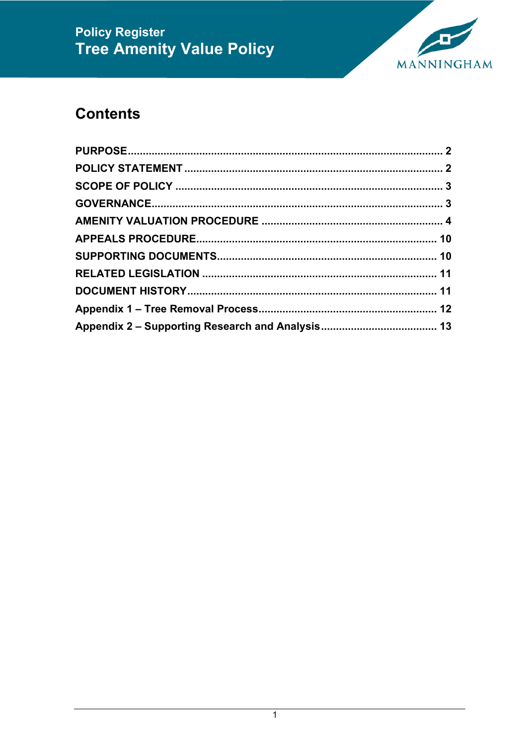Policy Register
# Tree Amenity Value Policy

## Contents

| | |
|---|---|
| **PURPOSE** | **2** |
| **POLICY STATEMENT** | **2** |
| **SCOPE OF POLICY** | **3** |
| **GOVERNANCE** | **3** |
| **AMENITY VALUATION PROCEDURE** | **4** |
| **APPEALS PROCEDURE** | **10** |
| **SUPPORTING DOCUMENTS** | **10** |
| **RELATED LEGISLATION** | **11** |
| **DOCUMENT HISTORY** | **11** |
| **Appendix 1 – Tree Removal Process** | **12** |
| **Appendix 2 – Supporting Research and Analysis** | **13** |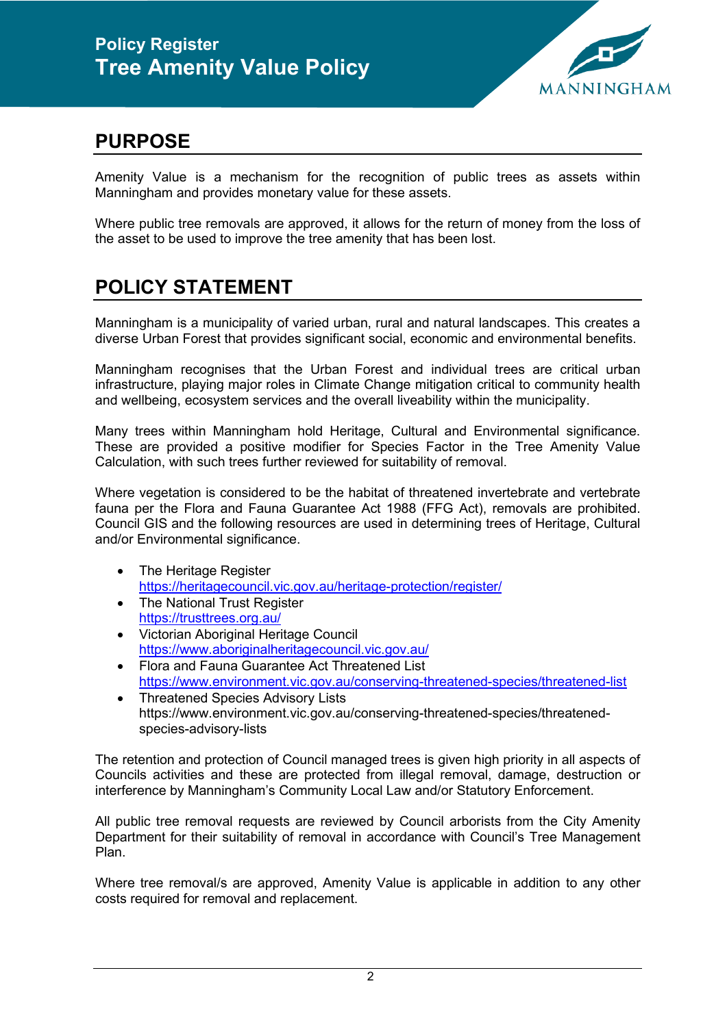## PURPOSE

Amenity Value is a mechanism for the recognition of public trees as assets within Manningham and provides monetary value for these assets.

Where public tree removals are approved, it allows for the return of money from the loss of the asset to be used to improve the tree amenity that has been lost.

## POLICY STATEMENT

Manningham is a municipality of varied urban, rural and natural landscapes. This creates a diverse Urban Forest that provides significant social, economic and environmental benefits.

Manningham recognises that the Urban Forest and individual trees are critical urban infrastructure, playing major roles in Climate Change mitigation critical to community health and wellbeing, ecosystem services and the overall liveability within the municipality.

Many trees within Manningham hold Heritage, Cultural and Environmental significance. These are provided a positive modifier for Species Factor in the Tree Amenity Value Calculation, with such trees further reviewed for suitability of removal.

Where vegetation is considered to be the habitat of threatened invertebrate and vertebrate fauna per the Flora and Fauna Guarantee Act 1988 (FFG Act), removals are prohibited. Council GIS and the following resources are used in determining trees of Heritage, Cultural and/or Environmental significance.

- The Heritage Register
  https://heritagecouncil.vic.gov.au/heritage-protection/register/
- The National Trust Register
  https://trusttrees.org.au/
- Victorian Aboriginal Heritage Council
  https://www.aboriginalheritagecouncil.vic.gov.au/
- Flora and Fauna Guarantee Act Threatened List
  https://www.environment.vic.gov.au/conserving-threatened-species/threatened-list
- Threatened Species Advisory Lists
  https://www.environment.vic.gov.au/conserving-threatened-species/threatened-species-advisory-lists

The retention and protection of Council managed trees is given high priority in all aspects of Councils activities and these are protected from illegal removal, damage, destruction or interference by Manningham's Community Local Law and/or Statutory Enforcement.

All public tree removal requests are reviewed by Council arborists from the City Amenity Department for their suitability of removal in accordance with Council's Tree Management Plan.

Where tree removal/s are approved, Amenity Value is applicable in addition to any other costs required for removal and replacement.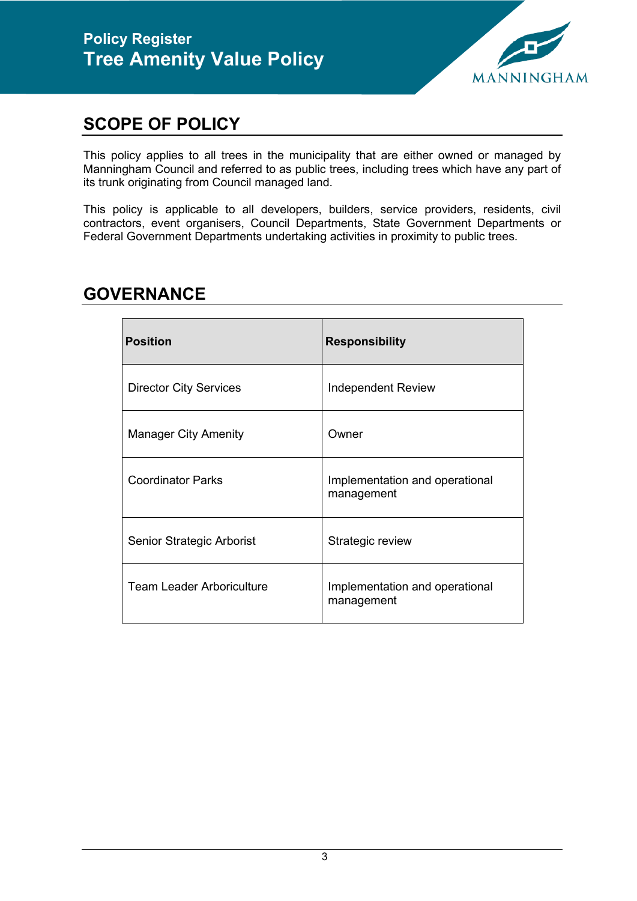## SCOPE OF POLICY

This policy applies to all trees in the municipality that are either owned or managed by Manningham Council and referred to as public trees, including trees which have any part of its trunk originating from Council managed land.

This policy is applicable to all developers, builders, service providers, residents, civil contractors, event organisers, Council Departments, State Government Departments or Federal Government Departments undertaking activities in proximity to public trees.

## GOVERNANCE

| Position | Responsibility |
|---|---|
| Director City Services | Independent Review |
| Manager City Amenity | Owner |
| Coordinator Parks | Implementation and operational management |
| Senior Strategic Arborist | Strategic review |
| Team Leader Arboriculture | Implementation and operational management |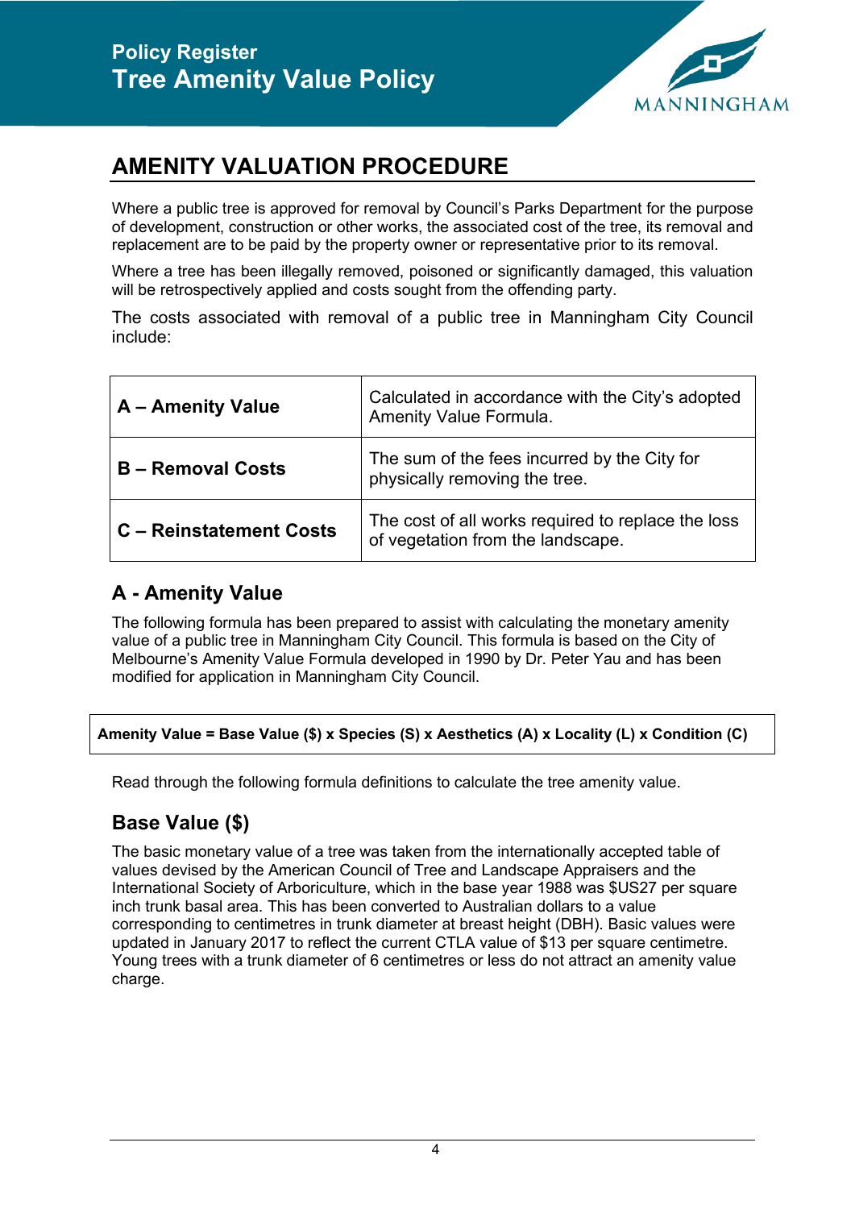# AMENITY VALUATION PROCEDURE

Where a public tree is approved for removal by Council's Parks Department for the purpose of development, construction or other works, the associated cost of the tree, its removal and replacement are to be paid by the property owner or representative prior to its removal.

Where a tree has been illegally removed, poisoned or significantly damaged, this valuation will be retrospectively applied and costs sought from the offending party.

The costs associated with removal of a public tree in Manningham City Council include:

| | |
|---|---|
| **A – Amenity Value** | Calculated in accordance with the City's adopted Amenity Value Formula. |
| **B – Removal Costs** | The sum of the fees incurred by the City for physically removing the tree. |
| **C – Reinstatement Costs** | The cost of all works required to replace the loss of vegetation from the landscape. |

## A - Amenity Value

The following formula has been prepared to assist with calculating the monetary amenity value of a public tree in Manningham City Council. This formula is based on the City of Melbourne's Amenity Value Formula developed in 1990 by Dr. Peter Yau and has been modified for application in Manningham City Council.

**Amenity Value = Base Value ($) x Species (S) x Aesthetics (A) x Locality (L) x Condition (C)**

Read through the following formula definitions to calculate the tree amenity value.

## Base Value ($)

The basic monetary value of a tree was taken from the internationally accepted table of values devised by the American Council of Tree and Landscape Appraisers and the International Society of Arboriculture, which in the base year 1988 was $US27 per square inch trunk basal area. This has been converted to Australian dollars to a value corresponding to centimetres in trunk diameter at breast height (DBH). Basic values were updated in January 2017 to reflect the current CTLA value of $13 per square centimetre. Young trees with a trunk diameter of 6 centimetres or less do not attract an amenity value charge.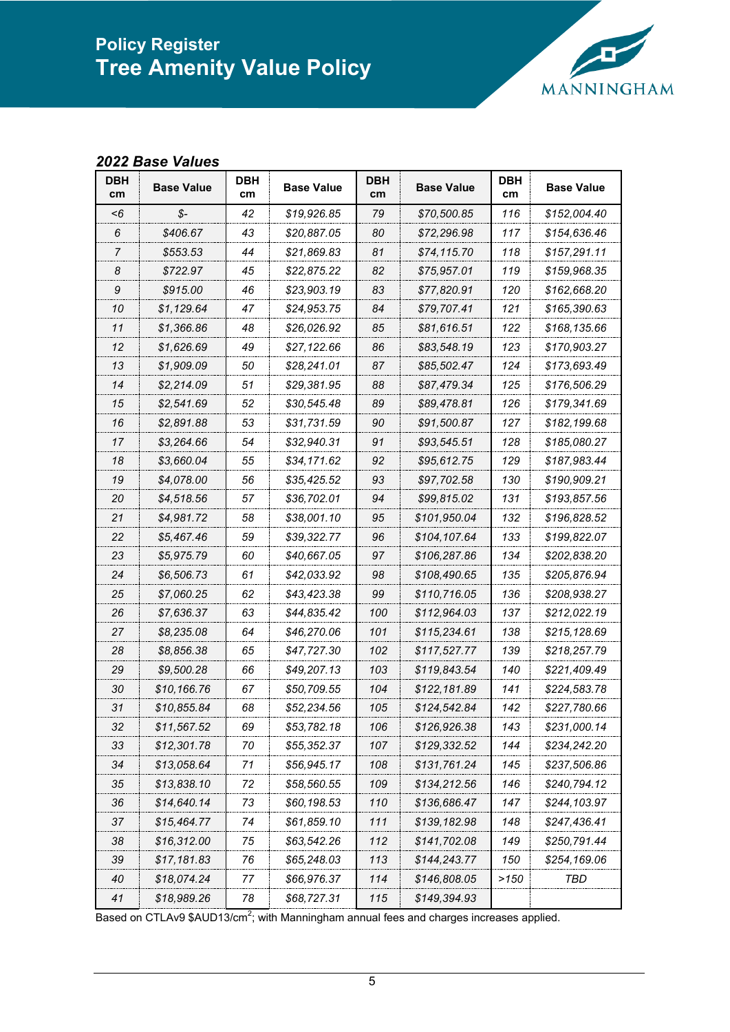### 2022 Base Values

| DBH cm | Base Value | DBH cm | Base Value | DBH cm | Base Value | DBH cm | Base Value |
|---|---|---|---|---|---|---|---|
| <6 | $- | 42 | $19,926.85 | 79 | $70,500.85 | 116 | $152,004.40 |
| 6 | $406.67 | 43 | $20,887.05 | 80 | $72,296.98 | 117 | $154,636.46 |
| 7 | $553.53 | 44 | $21,869.83 | 81 | $74,115.70 | 118 | $157,291.11 |
| 8 | $722.97 | 45 | $22,875.22 | 82 | $75,957.01 | 119 | $159,968.35 |
| 9 | $915.00 | 46 | $23,903.19 | 83 | $77,820.91 | 120 | $162,668.20 |
| 10 | $1,129.64 | 47 | $24,953.75 | 84 | $79,707.41 | 121 | $165,390.63 |
| 11 | $1,366.86 | 48 | $26,026.92 | 85 | $81,616.51 | 122 | $168,135.66 |
| 12 | $1,626.69 | 49 | $27,122.66 | 86 | $83,548.19 | 123 | $170,903.27 |
| 13 | $1,909.09 | 50 | $28,241.01 | 87 | $85,502.47 | 124 | $173,693.49 |
| 14 | $2,214.09 | 51 | $29,381.95 | 88 | $87,479.34 | 125 | $176,506.29 |
| 15 | $2,541.69 | 52 | $30,545.48 | 89 | $89,478.81 | 126 | $179,341.69 |
| 16 | $2,891.88 | 53 | $31,731.59 | 90 | $91,500.87 | 127 | $182,199.68 |
| 17 | $3,264.66 | 54 | $32,940.31 | 91 | $93,545.51 | 128 | $185,080.27 |
| 18 | $3,660.04 | 55 | $34,171.62 | 92 | $95,612.75 | 129 | $187,983.44 |
| 19 | $4,078.00 | 56 | $35,425.52 | 93 | $97,702.58 | 130 | $190,909.21 |
| 20 | $4,518.56 | 57 | $36,702.01 | 94 | $99,815.02 | 131 | $193,857.56 |
| 21 | $4,981.72 | 58 | $38,001.10 | 95 | $101,950.04 | 132 | $196,828.52 |
| 22 | $5,467.46 | 59 | $39,322.77 | 96 | $104,107.64 | 133 | $199,822.07 |
| 23 | $5,975.79 | 60 | $40,667.05 | 97 | $106,287.86 | 134 | $202,838.20 |
| 24 | $6,506.73 | 61 | $42,033.92 | 98 | $108,490.65 | 135 | $205,876.94 |
| 25 | $7,060.25 | 62 | $43,423.38 | 99 | $110,716.05 | 136 | $208,938.27 |
| 26 | $7,636.37 | 63 | $44,835.42 | 100 | $112,964.03 | 137 | $212,022.19 |
| 27 | $8,235.08 | 64 | $46,270.06 | 101 | $115,234.61 | 138 | $215,128.69 |
| 28 | $8,856.38 | 65 | $47,727.30 | 102 | $117,527.77 | 139 | $218,257.79 |
| 29 | $9,500.28 | 66 | $49,207.13 | 103 | $119,843.54 | 140 | $221,409.49 |
| 30 | $10,166.76 | 67 | $50,709.55 | 104 | $122,181.89 | 141 | $224,583.78 |
| 31 | $10,855.84 | 68 | $52,234.56 | 105 | $124,542.84 | 142 | $227,780.66 |
| 32 | $11,567.52 | 69 | $53,782.18 | 106 | $126,926.38 | 143 | $231,000.14 |
| 33 | $12,301.78 | 70 | $55,352.37 | 107 | $129,332.52 | 144 | $234,242.20 |
| 34 | $13,058.64 | 71 | $56,945.17 | 108 | $131,761.24 | 145 | $237,506.86 |
| 35 | $13,838.10 | 72 | $58,560.55 | 109 | $134,212.56 | 146 | $240,794.12 |
| 36 | $14,640.14 | 73 | $60,198.53 | 110 | $136,686.47 | 147 | $244,103.97 |
| 37 | $15,464.77 | 74 | $61,859.10 | 111 | $139,182.98 | 148 | $247,436.41 |
| 38 | $16,312.00 | 75 | $63,542.26 | 112 | $141,702.08 | 149 | $250,791.44 |
| 39 | $17,181.83 | 76 | $65,248.03 | 113 | $144,243.77 | 150 | $254,169.06 |
| 40 | $18,074.24 | 77 | $66,976.37 | 114 | $146,808.05 | >150 | TBD |
| 41 | $18,989.26 | 78 | $68,727.31 | 115 | $149,394.93 | | |

Based on CTLAv9 $AUD13/cm$^2$; with Manningham annual fees and charges increases applied.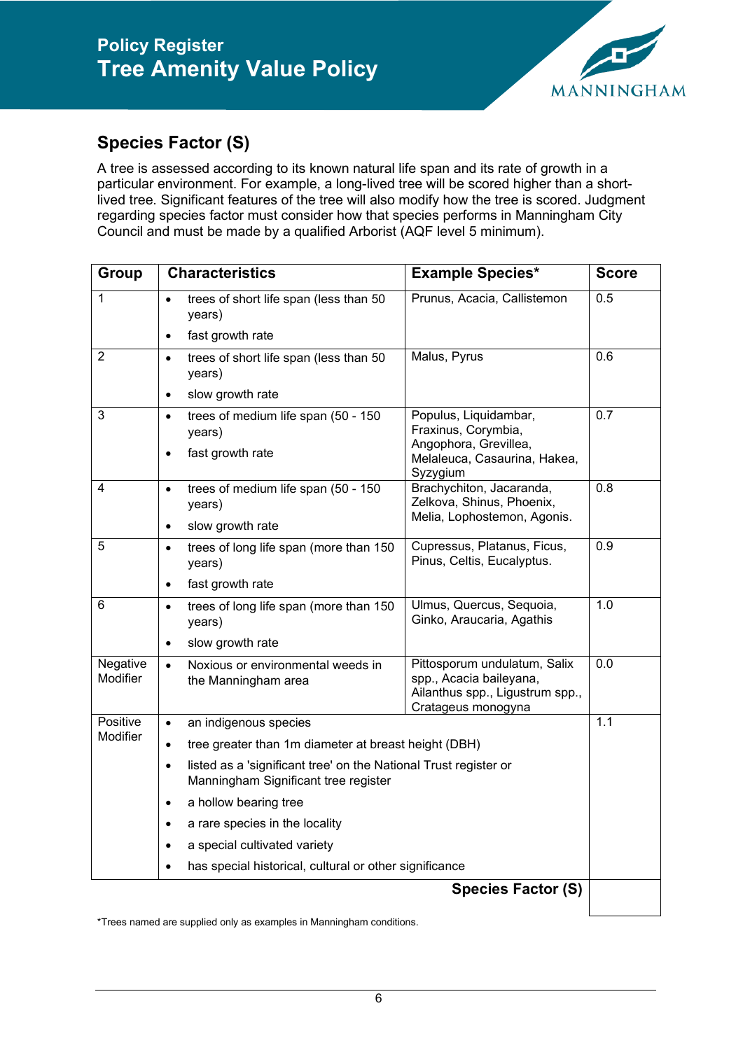## Species Factor (S)

A tree is assessed according to its known natural life span and its rate of growth in a particular environment. For example, a long-lived tree will be scored higher than a short-lived tree. Significant features of the tree will also modify how the tree is scored. Judgment regarding species factor must consider how that species performs in Manningham City Council and must be made by a qualified Arborist (AQF level 5 minimum).

| Group | Characteristics | Example Species* | Score |
|---|---|---|---|
| 1 | • trees of short life span (less than 50 years)<br>• fast growth rate | Prunus, Acacia, Callistemon | 0.5 |
| 2 | • trees of short life span (less than 50 years)<br>• slow growth rate | Malus, Pyrus | 0.6 |
| 3 | • trees of medium life span (50 - 150 years)<br>• fast growth rate | Populus, Liquidambar, Fraxinus, Corymbia, Angophora, Grevillea, Melaleuca, Casaurina, Hakea, Syzygium | 0.7 |
| 4 | • trees of medium life span (50 - 150 years)<br>• slow growth rate | Brachychiton, Jacaranda, Zelkova, Shinus, Phoenix, Melia, Lophostemon, Agonis. | 0.8 |
| 5 | • trees of long life span (more than 150 years)<br>• fast growth rate | Cupressus, Platanus, Ficus, Pinus, Celtis, Eucalyptus. | 0.9 |
| 6 | • trees of long life span (more than 150 years)<br>• slow growth rate | Ulmus, Quercus, Sequoia, Ginko, Araucaria, Agathis | 1.0 |
| Negative Modifier | • Noxious or environmental weeds in the Manningham area | Pittosporum undulatum, Salix spp., Acacia baileyana, Ailanthus spp., Ligustrum spp., Crataegus monogyna | 0.0 |
| Positive Modifier | • an indigenous species<br>• tree greater than 1m diameter at breast height (DBH)<br>• listed as a 'significant tree' on the National Trust register or Manningham Significant tree register<br>• a hollow bearing tree<br>• a rare species in the locality<br>• a special cultivated variety<br>• has special historical, cultural or other significance | | 1.1 |
| | | **Species Factor (S)** | |

*Trees named are supplied only as examples in Manningham conditions.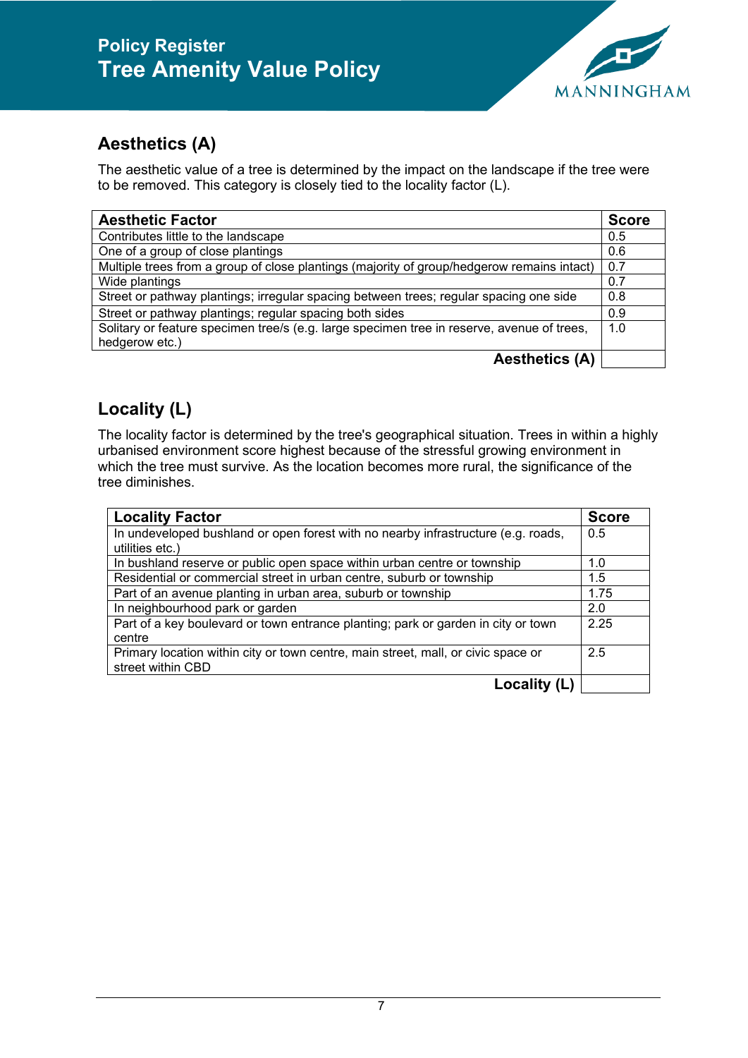## Aesthetics (A)

The aesthetic value of a tree is determined by the impact on the landscape if the tree were to be removed. This category is closely tied to the locality factor (L).

| Aesthetic Factor | Score |
|---|---|
| Contributes little to the landscape | 0.5 |
| One of a group of close plantings | 0.6 |
| Multiple trees from a group of close plantings (majority of group/hedgerow remains intact) | 0.7 |
| Wide plantings | 0.7 |
| Street or pathway plantings; irregular spacing between trees; regular spacing one side | 0.8 |
| Street or pathway plantings; regular spacing both sides | 0.9 |
| Solitary or feature specimen tree/s (e.g. large specimen tree in reserve, avenue of trees, hedgerow etc.) | 1.0 |
| **Aesthetics (A)** | |

## Locality (L)

The locality factor is determined by the tree's geographical situation. Trees in within a highly urbanised environment score highest because of the stressful growing environment in which the tree must survive. As the location becomes more rural, the significance of the tree diminishes.

| Locality Factor | Score |
|---|---|
| In undeveloped bushland or open forest with no nearby infrastructure (e.g. roads, utilities etc.) | 0.5 |
| In bushland reserve or public open space within urban centre or township | 1.0 |
| Residential or commercial street in urban centre, suburb or township | 1.5 |
| Part of an avenue planting in urban area, suburb or township | 1.75 |
| In neighbourhood park or garden | 2.0 |
| Part of a key boulevard or town entrance planting; park or garden in city or town centre | 2.25 |
| Primary location within city or town centre, main street, mall, or civic space or street within CBD | 2.5 |
| **Locality (L)** | |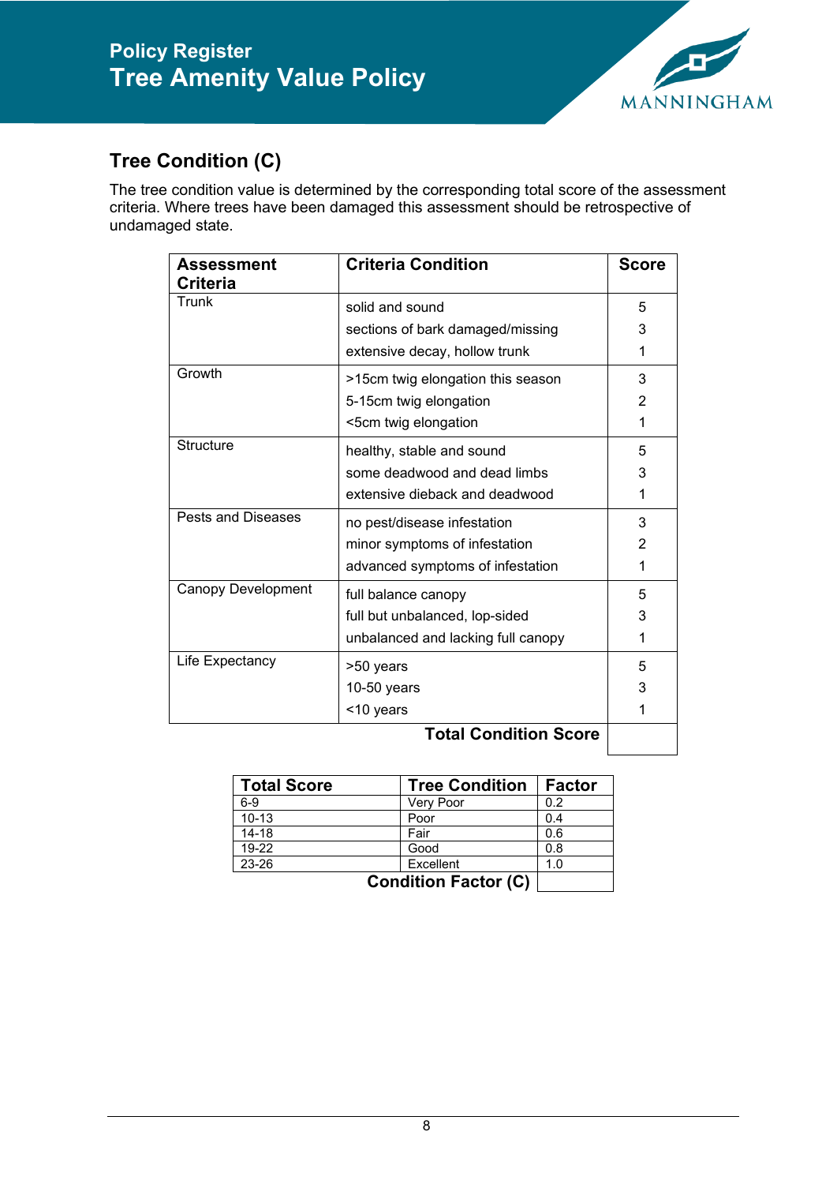## Tree Condition (C)

The tree condition value is determined by the corresponding total score of the assessment criteria. Where trees have been damaged this assessment should be retrospective of undamaged state.

| Assessment Criteria | Criteria Condition | Score |
|---|---|---|
| Trunk | solid and sound | 5 |
| | sections of bark damaged/missing | 3 |
| | extensive decay, hollow trunk | 1 |
| Growth | >15cm twig elongation this season | 3 |
| | 5-15cm twig elongation | 2 |
| | <5cm twig elongation | 1 |
| Structure | healthy, stable and sound | 5 |
| | some deadwood and dead limbs | 3 |
| | extensive dieback and deadwood | 1 |
| Pests and Diseases | no pest/disease infestation | 3 |
| | minor symptoms of infestation | 2 |
| | advanced symptoms of infestation | 1 |
| Canopy Development | full balance canopy | 5 |
| | full but unbalanced, lop-sided | 3 |
| | unbalanced and lacking full canopy | 1 |
| Life Expectancy | >50 years | 5 |
| | 10-50 years | 3 |
| | <10 years | 1 |
| | **Total Condition Score** | |

| Total Score | Tree Condition | Factor |
|---|---|---|
| 6-9 | Very Poor | 0.2 |
| 10-13 | Poor | 0.4 |
| 14-18 | Fair | 0.6 |
| 19-22 | Good | 0.8 |
| 23-26 | Excellent | 1.0 |
| | **Condition Factor (C)** | |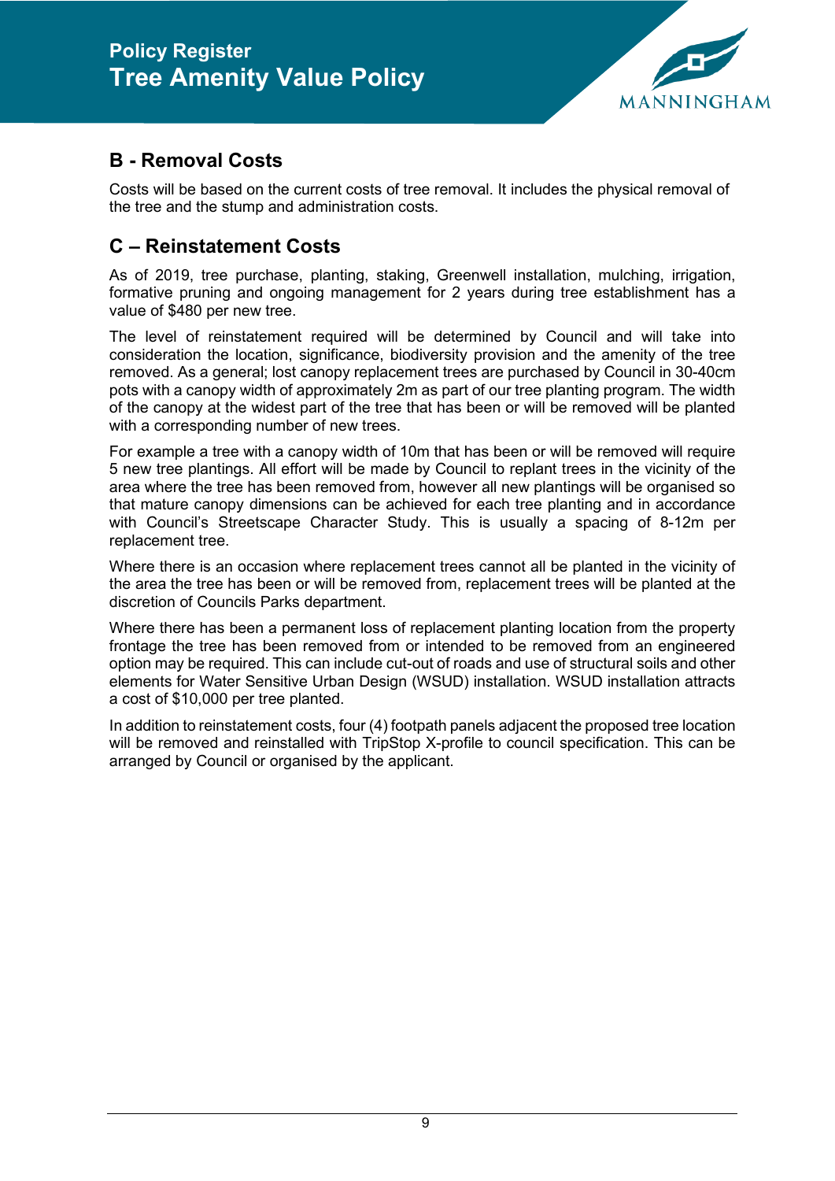## B - Removal Costs

Costs will be based on the current costs of tree removal. It includes the physical removal of the tree and the stump and administration costs.

## C – Reinstatement Costs

As of 2019, tree purchase, planting, staking, Greenwell installation, mulching, irrigation, formative pruning and ongoing management for 2 years during tree establishment has a value of $480 per new tree.

The level of reinstatement required will be determined by Council and will take into consideration the location, significance, biodiversity provision and the amenity of the tree removed. As a general; lost canopy replacement trees are purchased by Council in 30-40cm pots with a canopy width of approximately 2m as part of our tree planting program. The width of the canopy at the widest part of the tree that has been or will be removed will be planted with a corresponding number of new trees.

For example a tree with a canopy width of 10m that has been or will be removed will require 5 new tree plantings. All effort will be made by Council to replant trees in the vicinity of the area where the tree has been removed from, however all new plantings will be organised so that mature canopy dimensions can be achieved for each tree planting and in accordance with Council's Streetscape Character Study. This is usually a spacing of 8-12m per replacement tree.

Where there is an occasion where replacement trees cannot all be planted in the vicinity of the area the tree has been or will be removed from, replacement trees will be planted at the discretion of Councils Parks department.

Where there has been a permanent loss of replacement planting location from the property frontage the tree has been removed from or intended to be removed from an engineered option may be required. This can include cut-out of roads and use of structural soils and other elements for Water Sensitive Urban Design (WSUD) installation. WSUD installation attracts a cost of $10,000 per tree planted.

In addition to reinstatement costs, four (4) footpath panels adjacent the proposed tree location will be removed and reinstalled with TripStop X-profile to council specification. This can be arranged by Council or organised by the applicant.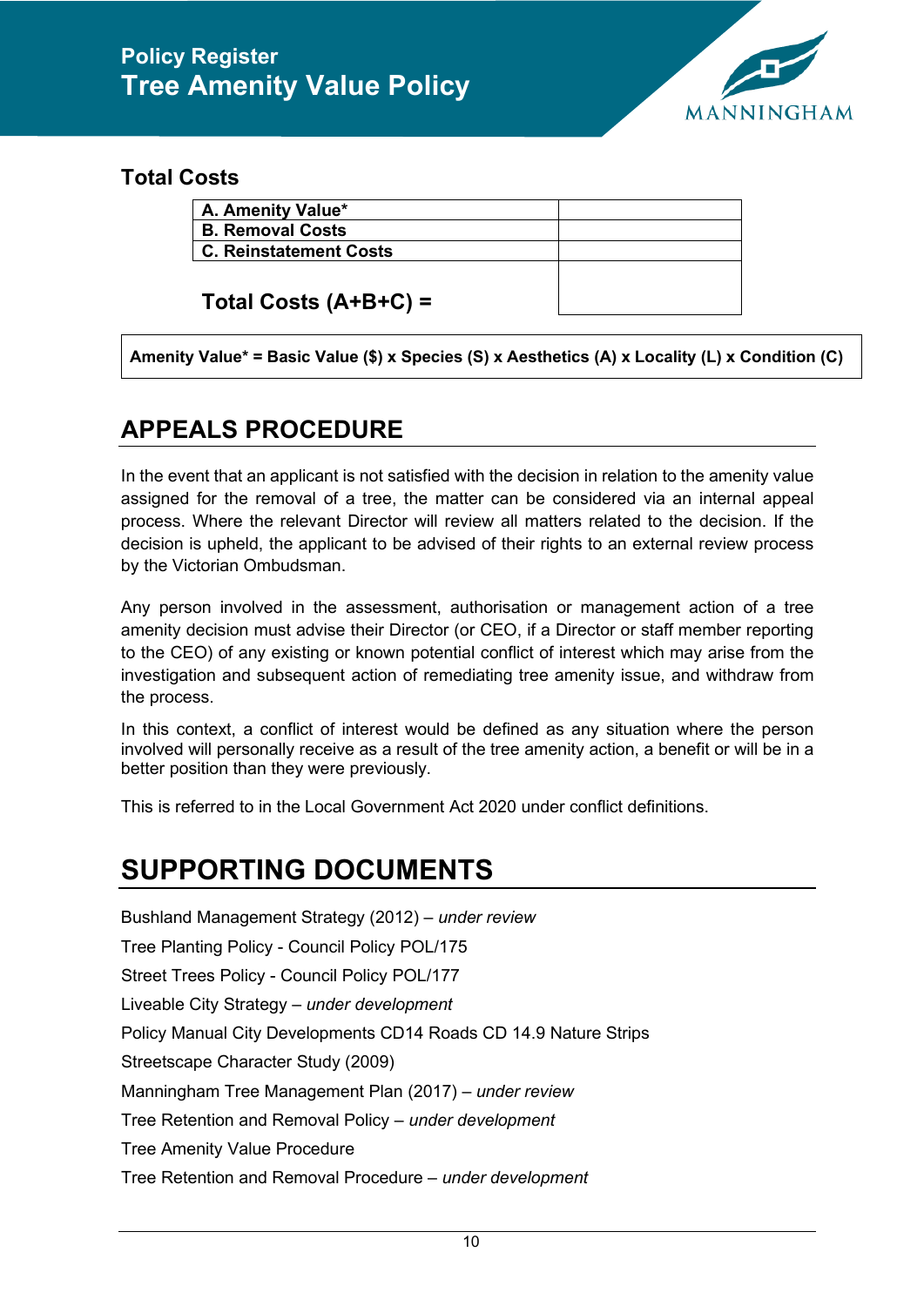## Total Costs

| | |
|---|---|
| **A. Amenity Value*** | |
| **B. Removal Costs** | |
| **C. Reinstatement Costs** | |
| **Total Costs (A+B+C) =** | |

**Amenity Value* = Basic Value ($) x Species (S) x Aesthetics (A) x Locality (L) x Condition (C)**

## APPEALS PROCEDURE

In the event that an applicant is not satisfied with the decision in relation to the amenity value assigned for the removal of a tree, the matter can be considered via an internal appeal process. Where the relevant Director will review all matters related to the decision. If the decision is upheld, the applicant to be advised of their rights to an external review process by the Victorian Ombudsman.

Any person involved in the assessment, authorisation or management action of a tree amenity decision must advise their Director (or CEO, if a Director or staff member reporting to the CEO) of any existing or known potential conflict of interest which may arise from the investigation and subsequent action of remediating tree amenity issue, and withdraw from the process.

In this context, a conflict of interest would be defined as any situation where the person involved will personally receive as a result of the tree amenity action, a benefit or will be in a better position than they were previously.

This is referred to in the Local Government Act 2020 under conflict definitions.

## SUPPORTING DOCUMENTS

Bushland Management Strategy (2012) – *under review*

Tree Planting Policy - Council Policy POL/175

Street Trees Policy - Council Policy POL/177

Liveable City Strategy – *under development*

Policy Manual City Developments CD14 Roads CD 14.9 Nature Strips

Streetscape Character Study (2009)

Manningham Tree Management Plan (2017) – *under review*

Tree Retention and Removal Policy – *under development*

Tree Amenity Value Procedure

Tree Retention and Removal Procedure – *under development*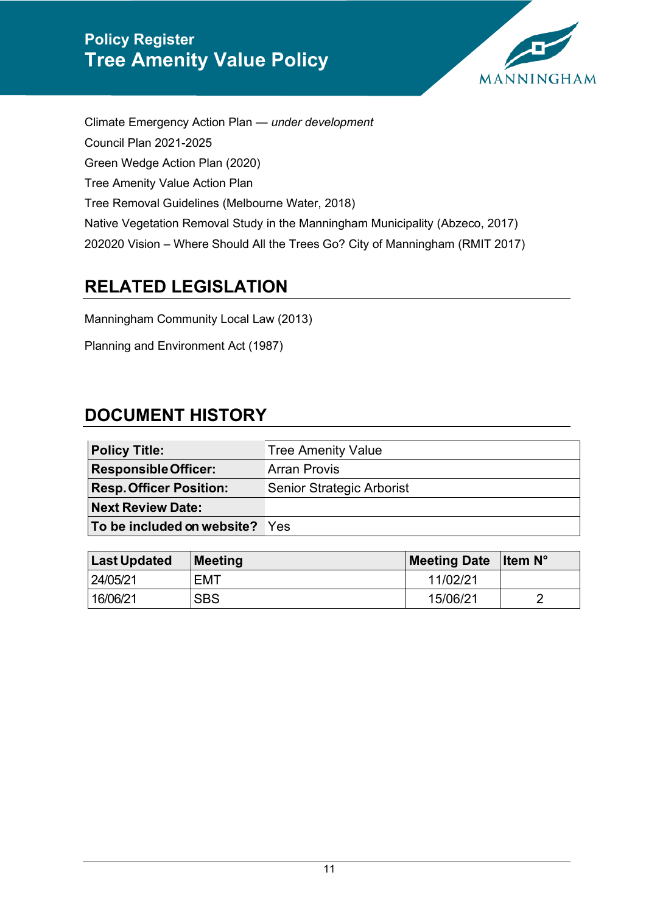Climate Emergency Action Plan — *under development*

Council Plan 2021-2025

Green Wedge Action Plan (2020)

Tree Amenity Value Action Plan

Tree Removal Guidelines (Melbourne Water, 2018)

Native Vegetation Removal Study in the Manningham Municipality (Abzeco, 2017)

202020 Vision – Where Should All the Trees Go? City of Manningham (RMIT 2017)

## RELATED LEGISLATION

Manningham Community Local Law (2013)

Planning and Environment Act (1987)

## DOCUMENT HISTORY

| | |
|---|---|
| **Policy Title:** | Tree Amenity Value |
| **Responsible Officer:** | Arran Provis |
| **Resp. Officer Position:** | Senior Strategic Arborist |
| **Next Review Date:** | |
| **To be included on website?** | Yes |

| Last Updated | Meeting | Meeting Date | Item N° |
|---|---|---|---|
| 24/05/21 | EMT | 11/02/21 | |
| 16/06/21 | SBS | 15/06/21 | 2 |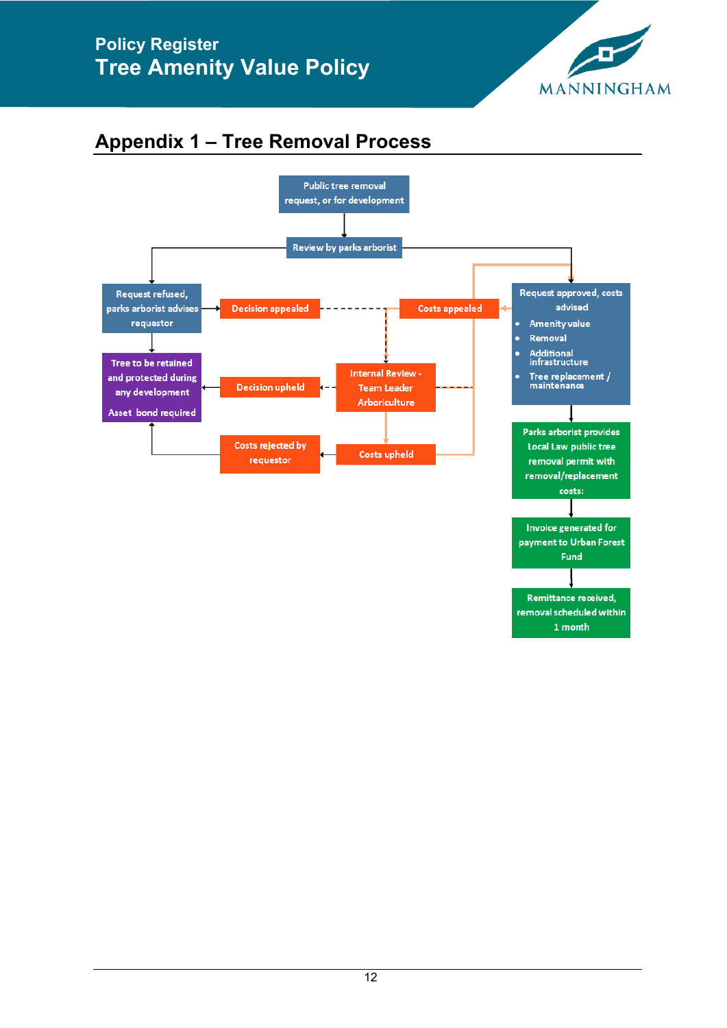## Appendix 1 – Tree Removal Process

Public tree removal request, or for development

Review by parks arborist

Request refused, parks arborist advises requestor

Decision appealed

Costs appealed

Request approved, costs advised

- Amenity value
- Removal
- Additional infrastructure
- Tree replacement / maintenance

Tree to be retained and protected during any development

Asset bond required

Decision upheld

Internal Review - Team Leader Arboriculture

Costs rejected by requestor

Costs upheld

Parks arborist provides Local Law public tree removal permit with removal/replacement costs:

Invoice generated for payment to Urban Forest Fund

Remittance received, removal scheduled within 1 month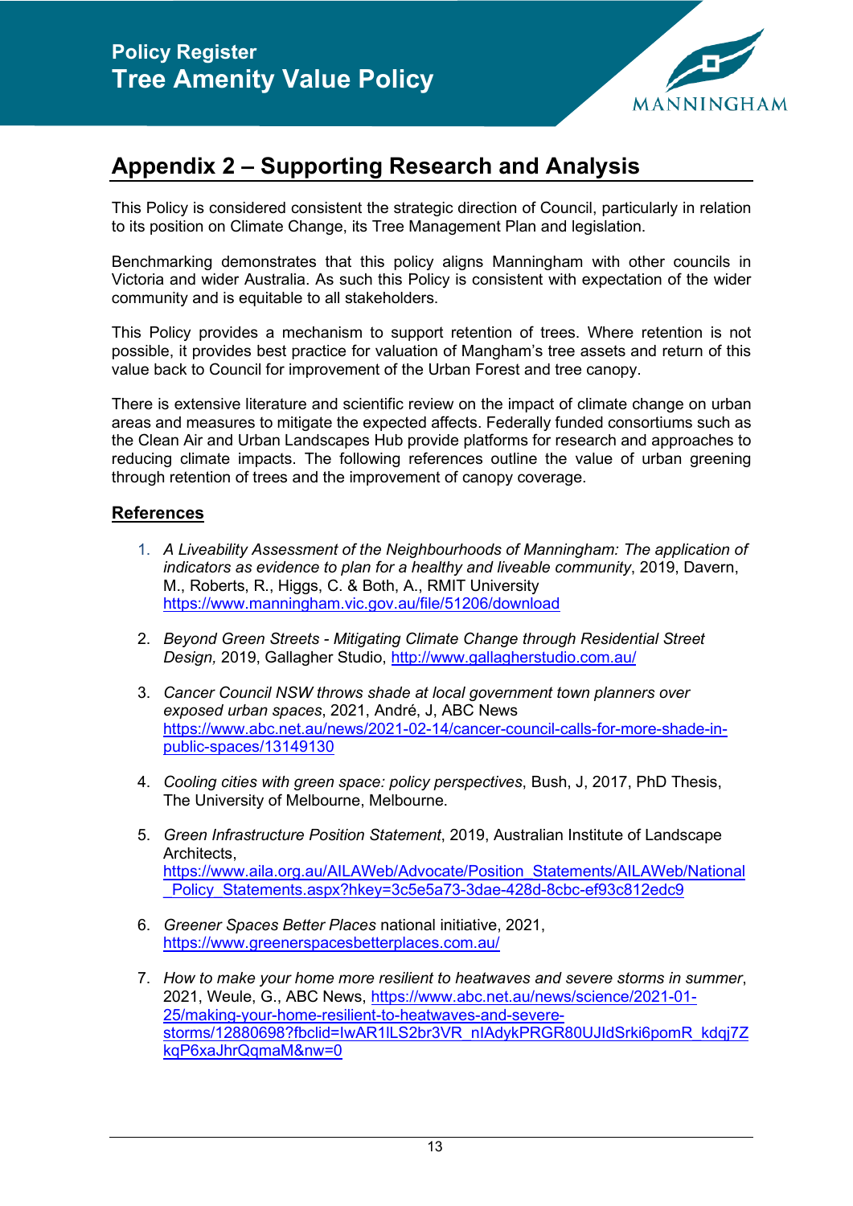## Appendix 2 – Supporting Research and Analysis

This Policy is considered consistent the strategic direction of Council, particularly in relation to its position on Climate Change, its Tree Management Plan and legislation.

Benchmarking demonstrates that this policy aligns Manningham with other councils in Victoria and wider Australia. As such this Policy is consistent with expectation of the wider community and is equitable to all stakeholders.

This Policy provides a mechanism to support retention of trees. Where retention is not possible, it provides best practice for valuation of Mangham's tree assets and return of this value back to Council for improvement of the Urban Forest and tree canopy.

There is extensive literature and scientific review on the impact of climate change on urban areas and measures to mitigate the expected affects. Federally funded consortiums such as the Clean Air and Urban Landscapes Hub provide platforms for research and approaches to reducing climate impacts. The following references outline the value of urban greening through retention of trees and the improvement of canopy coverage.

### References

1. *A Liveability Assessment of the Neighbourhoods of Manningham: The application of indicators as evidence to plan for a healthy and liveable community*, 2019, Davern, M., Roberts, R., Higgs, C. & Both, A., RMIT University https://www.manningham.vic.gov.au/file/51206/download

2. *Beyond Green Streets - Mitigating Climate Change through Residential Street Design,* 2019, Gallagher Studio, http://www.gallagherstudio.com.au/

3. *Cancer Council NSW throws shade at local government town planners over exposed urban spaces*, 2021, André, J, ABC News https://www.abc.net.au/news/2021-02-14/cancer-council-calls-for-more-shade-in-public-spaces/13149130

4. *Cooling cities with green space: policy perspectives*, Bush, J, 2017, PhD Thesis, The University of Melbourne, Melbourne.

5. *Green Infrastructure Position Statement*, 2019, Australian Institute of Landscape Architects, https://www.aila.org.au/AILAWeb/Advocate/Position_Statements/AILAWeb/National_Policy_Statements.aspx?hkey=3c5e5a73-3dae-428d-8cbc-ef93c812edc9

6. *Greener Spaces Better Places* national initiative, 2021, https://www.greenerspacesbetterplaces.com.au/

7. *How to make your home more resilient to heatwaves and severe storms in summer*, 2021, Weule, G., ABC News, https://www.abc.net.au/news/science/2021-01-25/making-your-home-resilient-to-heatwaves-and-severe-storms/12880698?fbclid=IwAR1ILS2br3VR_nIAdykPRGR80UJIdSrki6pomR_kdqj7ZkqP6xaJhrQqmaM&nw=0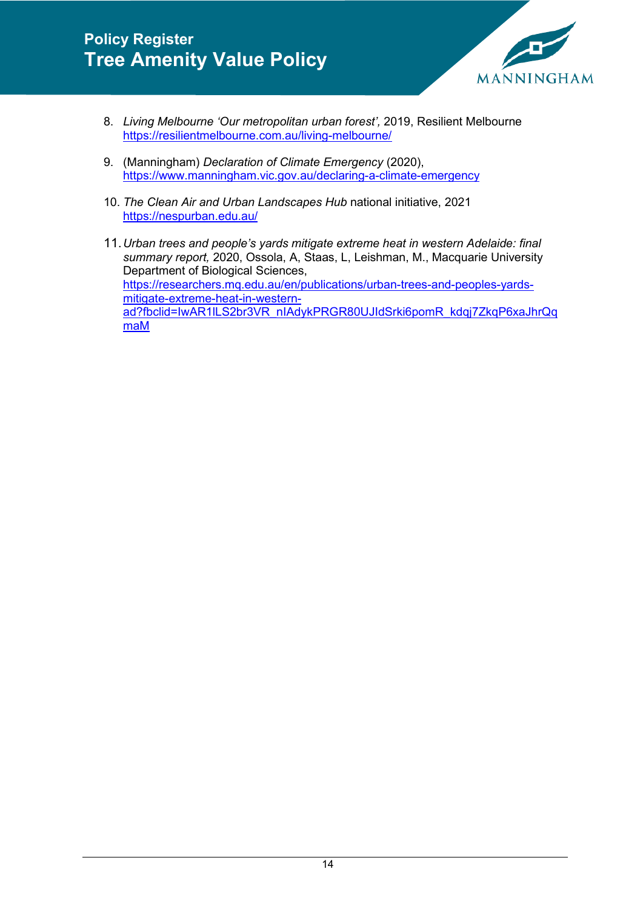8. *Living Melbourne 'Our metropolitan urban forest',* 2019, Resilient Melbourne https://resilientmelbourne.com.au/living-melbourne/

9. (Manningham) *Declaration of Climate Emergency* (2020), https://www.manningham.vic.gov.au/declaring-a-climate-emergency

10. *The Clean Air and Urban Landscapes Hub* national initiative, 2021 https://nespurban.edu.au/

11. *Urban trees and people's yards mitigate extreme heat in western Adelaide: final summary report,* 2020, Ossola, A, Staas, L, Leishman, M., Macquarie University Department of Biological Sciences, https://researchers.mq.edu.au/en/publications/urban-trees-and-peoples-yards-mitigate-extreme-heat-in-western-ad?fbclid=IwAR1lLS2br3VR_nIAdykPRGR80UJldSrki6pomR_kdqj7ZkqP6xaJhrQqmaM